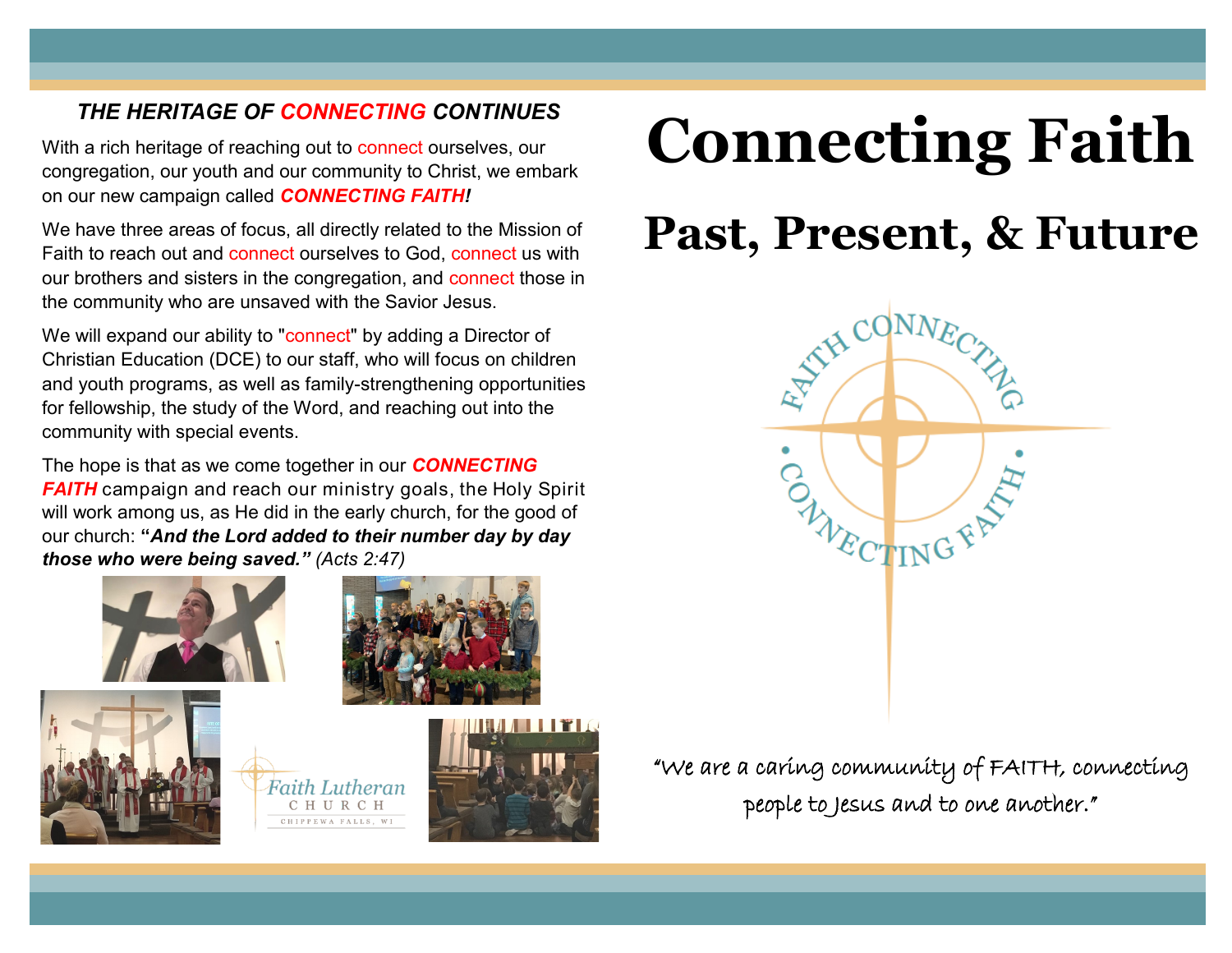### *THE HERITAGE OF CONNECTING CONTINUES*

With a rich heritage of reaching out to connect ourselves, our congregation, our youth and our community to Christ, we embark on our new campaign called ***CONNECTING FAITH!***

We have three areas of focus, all directly related to the Mission of Faith to reach out and connect ourselves to God, connect us with our brothers and sisters in the congregation, and connect those in the community who are unsaved with the Savior Jesus.

We will expand our ability to "connect" by adding a Director of Christian Education (DCE) to our staff, who will focus on children and youth programs, as well as family-strengthening opportunities for fellowship, the study of the Word, and reaching out into the community with special events.

The hope is that as we come together in our ***CONNECTING FAITH*** campaign and reach our ministry goals, the Holy Spirit will work among us, as He did in the early church, for the good of our church: **"*And the Lord added to their number day by day those who were being saved."*** *(Acts 2:47)*

Faith Lutheran
CHURCH
CHIPPEWA FALLS, WI

# Connecting Faith

# Past, Present, & Future

FAITH CONNECTING • CONNECTING FAITH •

"We are a caring community of FAITH, connecting people to Jesus and to one another."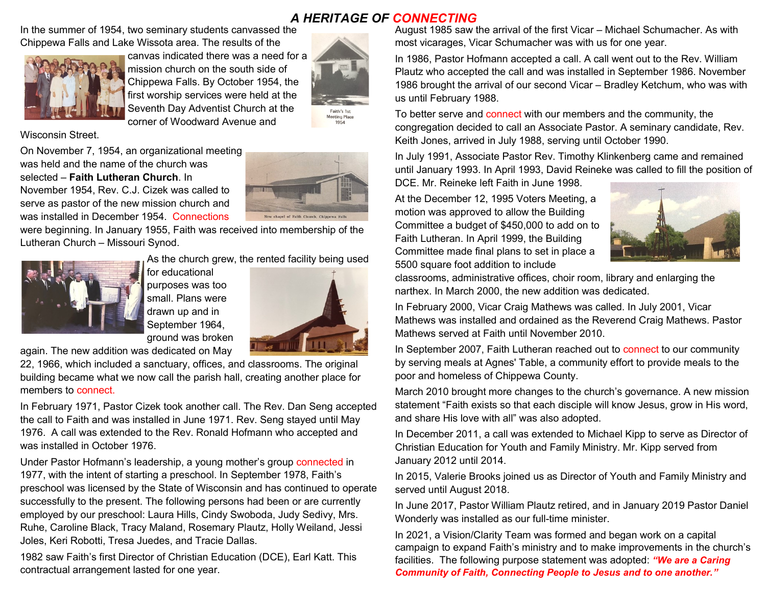# *A HERITAGE OF CONNECTING*

In the summer of 1954, two seminary students canvassed the Chippewa Falls and Lake Wissota area. The results of the canvas indicated there was a need for a mission church on the south side of Chippewa Falls. By October 1954, the first worship services were held at the Seventh Day Adventist Church at the corner of Woodward Avenue and Wisconsin Street.

Faith's 1st Meeting Place 1954

On November 7, 1954, an organizational meeting was held and the name of the church was selected – **Faith Lutheran Church**. In November 1954, Rev. C.J. Cizek was called to serve as pastor of the new mission church and was installed in December 1954. Connections were beginning. In January 1955, Faith was received into membership of the Lutheran Church – Missouri Synod.

New chapel of Faith Church, Chippewa Falls

As the church grew, the rented facility being used for educational purposes was too small. Plans were drawn up and in September 1964, ground was broken again. The new addition was dedicated on May 22, 1966, which included a sanctuary, offices, and classrooms. The original building became what we now call the parish hall, creating another place for members to connect.

In February 1971, Pastor Cizek took another call. The Rev. Dan Seng accepted the call to Faith and was installed in June 1971. Rev. Seng stayed until May 1976. A call was extended to the Rev. Ronald Hofmann who accepted and was installed in October 1976.

Under Pastor Hofmann's leadership, a young mother's group connected in 1977, with the intent of starting a preschool. In September 1978, Faith's preschool was licensed by the State of Wisconsin and has continued to operate successfully to the present. The following persons had been or are currently employed by our preschool: Laura Hills, Cindy Swoboda, Judy Sedivy, Mrs. Ruhe, Caroline Black, Tracy Maland, Rosemary Plautz, Holly Weiland, Jessi Joles, Keri Robotti, Tresa Juedes, and Tracie Dallas.

1982 saw Faith's first Director of Christian Education (DCE), Earl Katt. This contractual arrangement lasted for one year.

August 1985 saw the arrival of the first Vicar – Michael Schumacher. As with most vicarages, Vicar Schumacher was with us for one year.

In 1986, Pastor Hofmann accepted a call. A call went out to the Rev. William Plautz who accepted the call and was installed in September 1986. November 1986 brought the arrival of our second Vicar – Bradley Ketchum, who was with us until February 1988.

To better serve and connect with our members and the community, the congregation decided to call an Associate Pastor. A seminary candidate, Rev. Keith Jones, arrived in July 1988, serving until October 1990.

In July 1991, Associate Pastor Rev. Timothy Klinkenberg came and remained until January 1993. In April 1993, David Reineke was called to fill the position of DCE. Mr. Reineke left Faith in June 1998.

At the December 12, 1995 Voters Meeting, a motion was approved to allow the Building Committee a budget of $450,000 to add on to Faith Lutheran. In April 1999, the Building Committee made final plans to set in place a 5500 square foot addition to include classrooms, administrative offices, choir room, library and enlarging the narthex. In March 2000, the new addition was dedicated.

In February 2000, Vicar Craig Mathews was called. In July 2001, Vicar Mathews was installed and ordained as the Reverend Craig Mathews. Pastor Mathews served at Faith until November 2010.

In September 2007, Faith Lutheran reached out to connect to our community by serving meals at Agnes' Table, a community effort to provide meals to the poor and homeless of Chippewa County.

March 2010 brought more changes to the church's governance. A new mission statement "Faith exists so that each disciple will know Jesus, grow in His word, and share His love with all" was also adopted.

In December 2011, a call was extended to Michael Kipp to serve as Director of Christian Education for Youth and Family Ministry. Mr. Kipp served from January 2012 until 2014.

In 2015, Valerie Brooks joined us as Director of Youth and Family Ministry and served until August 2018.

In June 2017, Pastor William Plautz retired, and in January 2019 Pastor Daniel Wonderly was installed as our full-time minister.

In 2021, a Vision/Clarity Team was formed and began work on a capital campaign to expand Faith's ministry and to make improvements in the church's facilities. The following purpose statement was adopted: ***"We are a Caring Community of Faith, Connecting People to Jesus and to one another."***